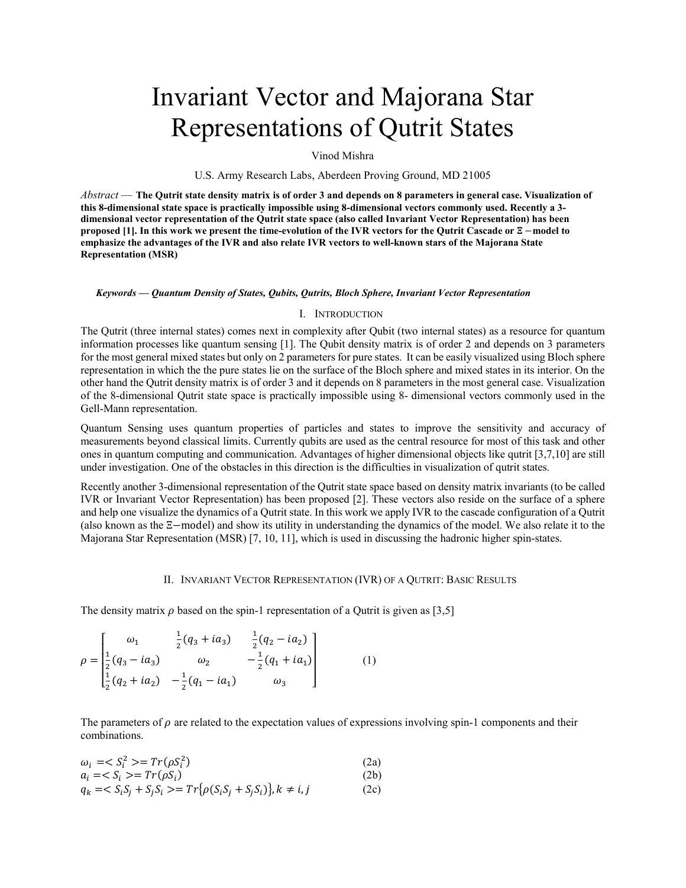# Invariant Vector and Majorana Star Representations of Qutrit States

Vinod Mishra

U.S. Army Research Labs, Aberdeen Proving Ground, MD 21005

*Abstract* — **The Qutrit state density matrix is of order 3 and depends on 8 parameters in general case. Visualization of this 8-dimensional state space is practically impossible using 8-dimensional vectors commonly used. Recently a 3-dimensional vector representation of the Qutrit state space (also called Invariant Vector Representation) has been proposed [1]. In this work we present the time-evolution of the IVR vectors for the Qutrit Cascade or $\Xi$ −model to emphasize the advantages of the IVR and also relate IVR vectors to well-known stars of the Majorana State Representation (MSR)**

***Keywords — Quantum Density of States, Qubits, Qutrits, Bloch Sphere, Invariant Vector Representation***

## I. Introduction

The Qutrit (three internal states) comes next in complexity after Qubit (two internal states) as a resource for quantum information processes like quantum sensing [1]. The Qubit density matrix is of order 2 and depends on 3 parameters for the most general mixed states but only on 2 parameters for pure states. It can be easily visualized using Bloch sphere representation in which the the pure states lie on the surface of the Bloch sphere and mixed states in its interior. On the other hand the Qutrit density matrix is of order 3 and it depends on 8 parameters in the most general case. Visualization of the 8-dimensional Qutrit state space is practically impossible using 8- dimensional vectors commonly used in the Gell-Mann representation.

Quantum Sensing uses quantum properties of particles and states to improve the sensitivity and accuracy of measurements beyond classical limits. Currently qubits are used as the central resource for most of this task and other ones in quantum computing and communication. Advantages of higher dimensional objects like qutrit [3,7,10] are still under investigation. One of the obstacles in this direction is the difficulties in visualization of qutrit states.

Recently another 3-dimensional representation of the Qutrit state space based on density matrix invariants (to be called IVR or Invariant Vector Representation) has been proposed [2]. These vectors also reside on the surface of a sphere and help one visualize the dynamics of a Qutrit state. In this work we apply IVR to the cascade configuration of a Qutrit (also known as the $\Xi$−model) and show its utility in understanding the dynamics of the model. We also relate it to the Majorana Star Representation (MSR) [7, 10, 11], which is used in discussing the hadronic higher spin-states.

## II. Invariant Vector Representation (IVR) of a Qutrit: Basic Results

The density matrix $\rho$ based on the spin-1 representation of a Qutrit is given as [3,5]

$$\rho = \begin{bmatrix} \omega_1 & \frac{1}{2}(q_3 + ia_3) & \frac{1}{2}(q_2 - ia_2) \\ \frac{1}{2}(q_3 - ia_3) & \omega_2 & -\frac{1}{2}(q_1 + ia_1) \\ \frac{1}{2}(q_2 + ia_2) & -\frac{1}{2}(q_1 - ia_1) & \omega_3 \end{bmatrix} \qquad (1)$$

The parameters of $\rho$ are related to the expectation values of expressions involving spin-1 components and their combinations.

$$\omega_i = < S_i^2 > = Tr(\rho S_i^2) \qquad (2a)$$

$$a_i = < S_i > = Tr(\rho S_i) \qquad (2b)$$

$$q_k = < S_i S_j + S_j S_i > = Tr\{\rho(S_i S_j + S_j S_i)\}, k \neq i, j \qquad (2c)$$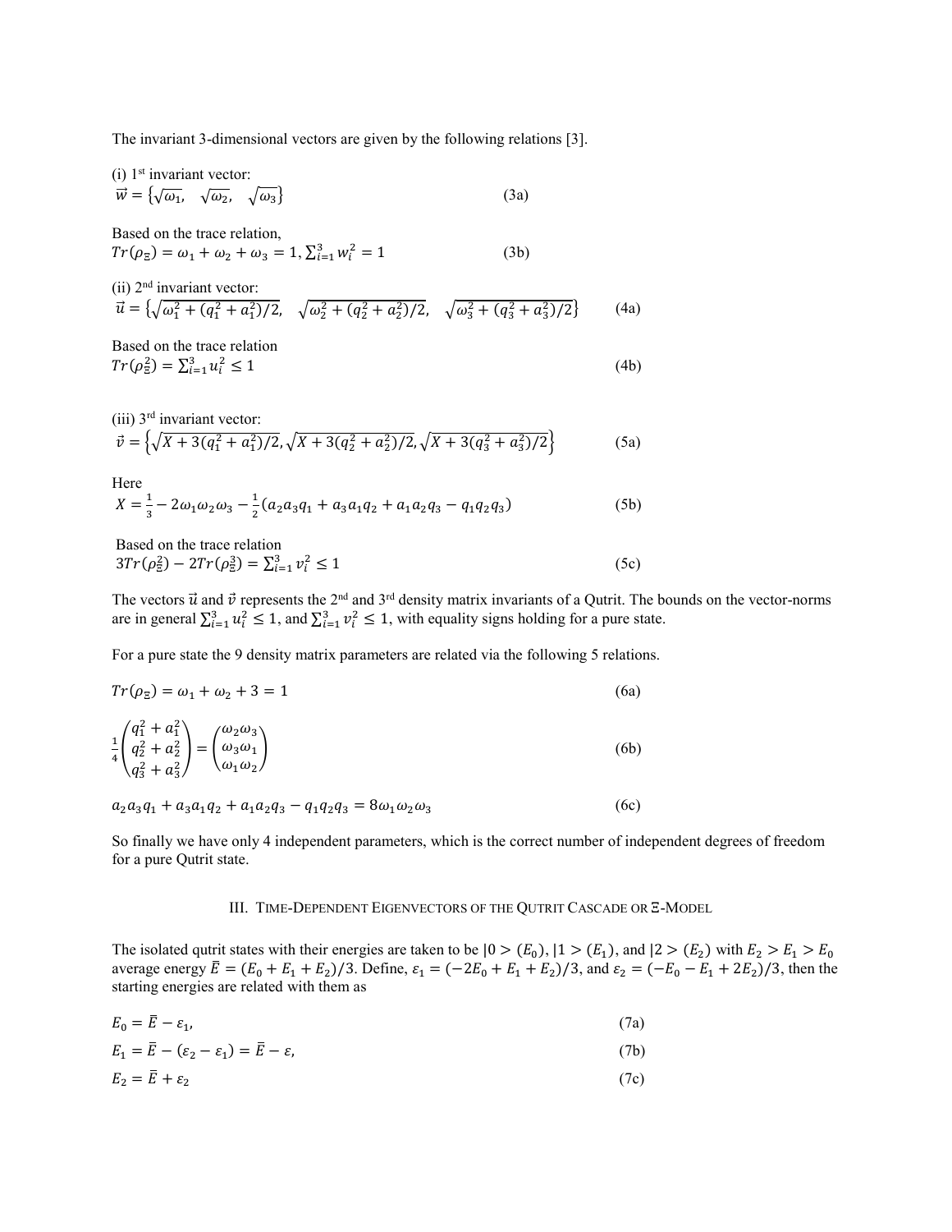The invariant 3-dimensional vectors are given by the following relations [3].

(i) 1st invariant vector:

$$\vec{w} = \{\sqrt{\omega_1}, \quad \sqrt{\omega_2}, \quad \sqrt{\omega_3}\} \tag{3a}$$

Based on the trace relation,

$$Tr(\rho_\Xi) = \omega_1 + \omega_2 + \omega_3 = 1, \sum_{i=1}^{3} w_i^2 = 1 \tag{3b}$$

(ii) 2nd invariant vector:

$$\vec{u} = \left\{\sqrt{\omega_1^2 + (q_1^2 + a_1^2)/2}, \quad \sqrt{\omega_2^2 + (q_2^2 + a_2^2)/2}, \quad \sqrt{\omega_3^2 + (q_3^2 + a_3^2)/2}\right\} \tag{4a}$$

Based on the trace relation

$$Tr(\rho_\Xi^2) = \sum_{i=1}^{3} u_i^2 \leq 1 \tag{4b}$$

(iii) 3rd invariant vector:

$$\vec{v} = \left\{\sqrt{X + 3(q_1^2 + a_1^2)/2}, \sqrt{X + 3(q_2^2 + a_2^2)/2}, \sqrt{X + 3(q_3^2 + a_3^2)/2}\right\} \tag{5a}$$

Here

$$X = \frac{1}{3} - 2\omega_1\omega_2\omega_3 - \frac{1}{2}(a_2a_3q_1 + a_3a_1q_2 + a_1a_2q_3 - q_1q_2q_3) \tag{5b}$$

Based on the trace relation

$$3Tr(\rho_\Xi^2) - 2Tr(\rho_\Xi^3) = \sum_{i=1}^{3} v_i^2 \leq 1 \tag{5c}$$

The vectors $\vec{u}$ and $\vec{v}$ represents the 2nd and 3rd density matrix invariants of a Qutrit. The bounds on the vector-norms are in general $\sum_{i=1}^{3} u_i^2 \leq 1$, and $\sum_{i=1}^{3} v_i^2 \leq 1$, with equality signs holding for a pure state.

For a pure state the 9 density matrix parameters are related via the following 5 relations.

$$Tr(\rho_\Xi) = \omega_1 + \omega_2 + 3 = 1 \tag{6a}$$

$$\frac{1}{4}\begin{pmatrix} q_1^2 + a_1^2 \\ q_2^2 + a_2^2 \\ q_3^2 + a_3^2 \end{pmatrix} = \begin{pmatrix} \omega_2\omega_3 \\ \omega_3\omega_1 \\ \omega_1\omega_2 \end{pmatrix} \tag{6b}$$

$$a_2a_3q_1 + a_3a_1q_2 + a_1a_2q_3 - q_1q_2q_3 = 8\omega_1\omega_2\omega_3 \tag{6c}$$

So finally we have only 4 independent parameters, which is the correct number of independent degrees of freedom for a pure Qutrit state.

## III. Time-Dependent Eigenvectors of the Qutrit Cascade or Ξ-Model

The isolated qutrit states with their energies are taken to be $|0>(E_0)$, $|1>(E_1)$, and $|2>(E_2)$ with $E_2 > E_1 > E_0$ average energy $\bar{E} = (E_0 + E_1 + E_2)/3$. Define, $\varepsilon_1 = (-2E_0 + E_1 + E_2)/3$, and $\varepsilon_2 = (-E_0 - E_1 + 2E_2)/3$, then the starting energies are related with them as

$$E_0 = \bar{E} - \varepsilon_1, \tag{7a}$$

$$E_1 = \bar{E} - (\varepsilon_2 - \varepsilon_1) = \bar{E} - \varepsilon, \tag{7b}$$

$$E_2 = \bar{E} + \varepsilon_2 \tag{7c}$$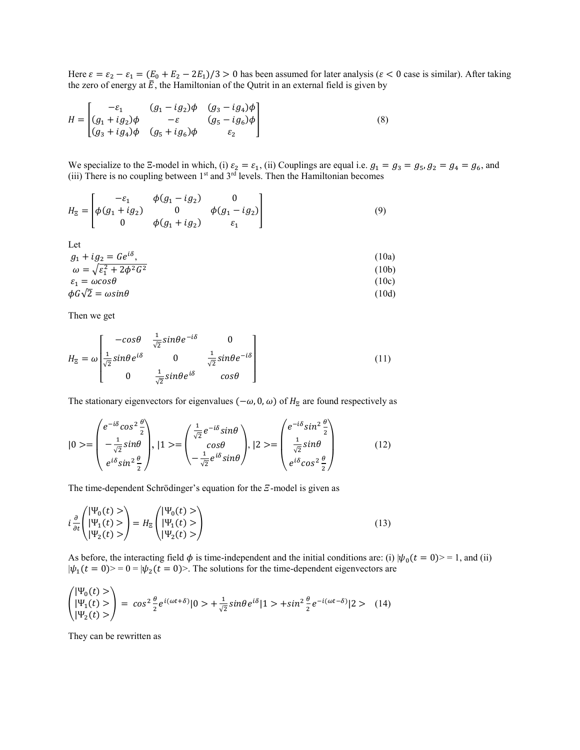Here $\varepsilon = \varepsilon_2 - \varepsilon_1 = (E_0 + E_2 - 2E_1)/3 > 0$ has been assumed for later analysis ($\varepsilon < 0$ case is similar). After taking the zero of energy at $\bar{E}$, the Hamiltonian of the Qutrit in an external field is given by

$$H = \begin{bmatrix} -\varepsilon_1 & (g_1 - ig_2)\phi & (g_3 - ig_4)\phi \\ (g_1 + ig_2)\phi & -\varepsilon & (g_5 - ig_6)\phi \\ (g_3 + ig_4)\phi & (g_5 + ig_6)\phi & \varepsilon_2 \end{bmatrix} \tag{8}$$

We specialize to the $\Xi$-model in which, (i) $\varepsilon_2 = \varepsilon_1$, (ii) Couplings are equal i.e. $g_1 = g_3 = g_5, g_2 = g_4 = g_6$, and (iii) There is no coupling between 1st and 3rd levels. Then the Hamiltonian becomes

$$H_\Xi = \begin{bmatrix} -\varepsilon_1 & \phi(g_1 - ig_2) & 0 \\ \phi(g_1 + ig_2) & 0 & \phi(g_1 - ig_2) \\ 0 & \phi(g_1 + ig_2) & \varepsilon_1 \end{bmatrix} \tag{9}$$

Let

$$g_1 + ig_2 = Ge^{i\delta}, \tag{10a}$$

$$\omega = \sqrt{\varepsilon_1^2 + 2\phi^2 G^2} \tag{10b}$$

$$\varepsilon_1 = \omega \cos\theta \tag{10c}$$

$$\phi G\sqrt{2} = \omega \sin\theta \tag{10d}$$

Then we get

$$H_\Xi = \omega \begin{bmatrix} -\cos\theta & \frac{1}{\sqrt{2}}\sin\theta e^{-i\delta} & 0 \\ \frac{1}{\sqrt{2}}\sin\theta e^{i\delta} & 0 & \frac{1}{\sqrt{2}}\sin\theta e^{-i\delta} \\ 0 & \frac{1}{\sqrt{2}}\sin\theta e^{i\delta} & \cos\theta \end{bmatrix} \tag{11}$$

The stationary eigenvectors for eigenvalues $(-\omega, 0, \omega)$ of $H_\Xi$ are found respectively as

$$|0\rangle = \begin{pmatrix} e^{-i\delta}\cos^2\frac{\theta}{2} \\ -\frac{1}{\sqrt{2}}\sin\theta \\ e^{i\delta}\sin^2\frac{\theta}{2} \end{pmatrix}, |1\rangle = \begin{pmatrix} \frac{1}{\sqrt{2}}e^{-i\delta}\sin\theta \\ \cos\theta \\ -\frac{1}{\sqrt{2}}e^{i\delta}\sin\theta \end{pmatrix}, |2\rangle = \begin{pmatrix} e^{-i\delta}\sin^2\frac{\theta}{2} \\ \frac{1}{\sqrt{2}}\sin\theta \\ e^{i\delta}\cos^2\frac{\theta}{2} \end{pmatrix} \tag{12}$$

The time-dependent Schrödinger's equation for the $\Xi$-model is given as

$$i\frac{\partial}{\partial t}\begin{pmatrix} |\Psi_0(t)\rangle \\ |\Psi_1(t)\rangle \\ |\Psi_2(t)\rangle \end{pmatrix} = H_\Xi \begin{pmatrix} |\Psi_0(t)\rangle \\ |\Psi_1(t)\rangle \\ |\Psi_2(t)\rangle \end{pmatrix} \tag{13}$$

As before, the interacting field $\phi$ is time-independent and the initial conditions are: (i) $|\psi_0(t=0)\rangle = 1$, and (ii) $|\psi_1(t=0)\rangle = 0 = |\psi_2(t=0)\rangle$. The solutions for the time-dependent eigenvectors are

$$\begin{pmatrix} |\Psi_0(t)\rangle \\ |\Psi_1(t)\rangle \\ |\Psi_2(t)\rangle \end{pmatrix} = \cos^2\frac{\theta}{2}e^{i(\omega t + \delta)}|0\rangle + \frac{1}{\sqrt{2}}\sin\theta e^{i\delta}|1\rangle + \sin^2\frac{\theta}{2}e^{-i(\omega t - \delta)}|2\rangle \tag{14}$$

They can be rewritten as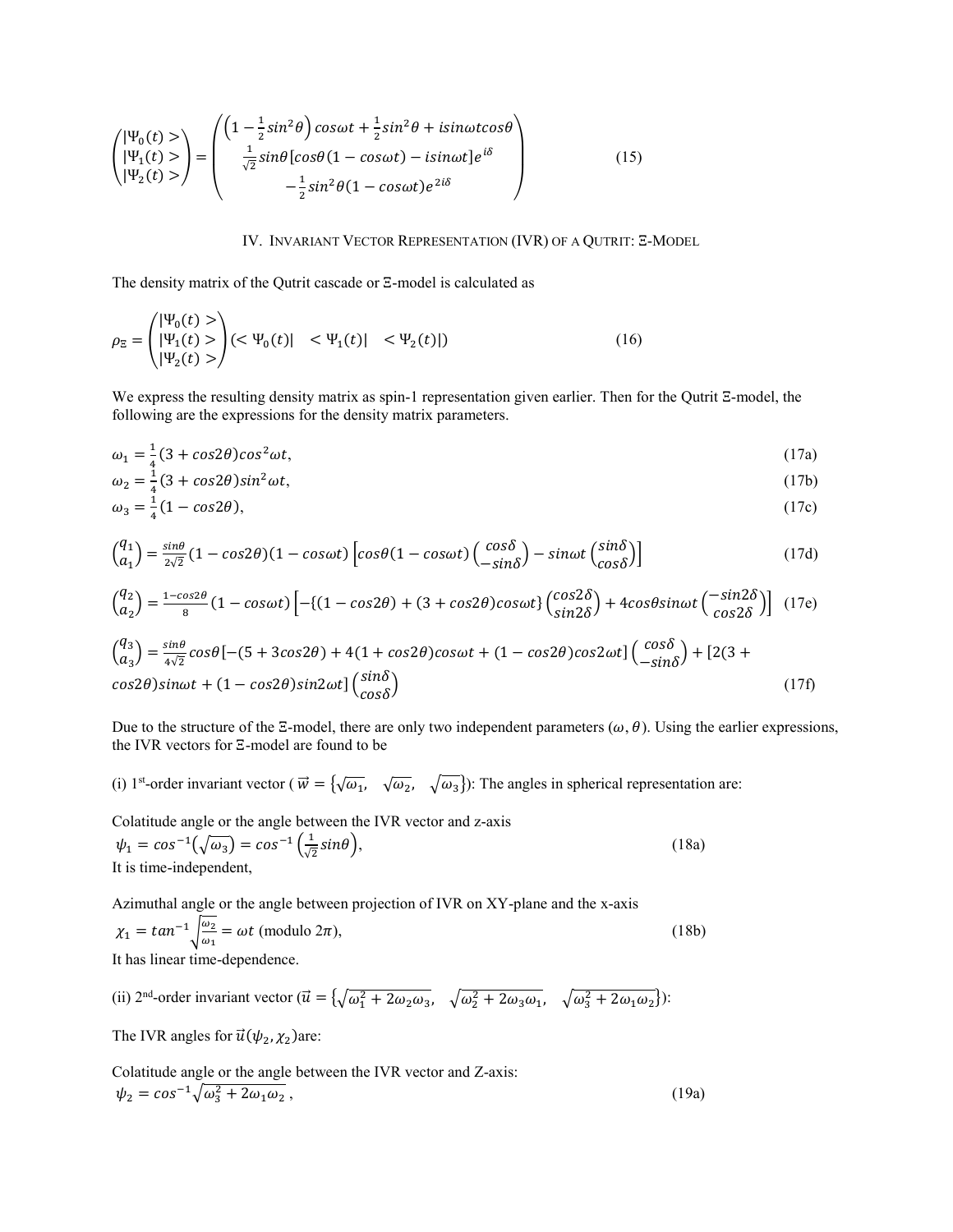$$\begin{pmatrix} |\Psi_0(t)> \\ |\Psi_1(t)> \\ |\Psi_2(t)> \end{pmatrix} = \begin{pmatrix} \left(1 - \frac{1}{2}sin^2\theta\right)cos\omega t + \frac{1}{2}sin^2\theta + isin\omega t cos\theta \\ \frac{1}{\sqrt{2}}sin\theta[cos\theta(1 - cos\omega t) - isin\omega t]e^{i\delta} \\ -\frac{1}{2}sin^2\theta(1 - cos\omega t)e^{2i\delta} \end{pmatrix} \tag{15}$$

## IV. Invariant Vector Representation (IVR) of a Qutrit: Ξ-Model

The density matrix of the Qutrit cascade or Ξ-model is calculated as

$$\rho_\Xi = \begin{pmatrix} |\Psi_0(t)> \\ |\Psi_1(t)> \\ |\Psi_2(t)> \end{pmatrix} (<\Psi_0(t)| \quad <\Psi_1(t)| \quad <\Psi_2(t)|) \tag{16}$$

We express the resulting density matrix as spin-1 representation given earlier. Then for the Qutrit Ξ-model, the following are the expressions for the density matrix parameters.

$$\omega_1 = \frac{1}{4}(3 + cos2\theta)cos^2\omega t, \tag{17a}$$

$$\omega_2 = \frac{1}{4}(3 + cos2\theta)sin^2\omega t, \tag{17b}$$

$$\omega_3 = \frac{1}{4}(1 - cos2\theta), \tag{17c}$$

$$\begin{pmatrix} q_1 \\ a_1 \end{pmatrix} = \frac{sin\theta}{2\sqrt{2}}(1 - cos2\theta)(1 - cos\omega t)\left[cos\theta(1 - cos\omega t)\begin{pmatrix} cos\delta \\ -sin\delta \end{pmatrix} - sin\omega t\begin{pmatrix} sin\delta \\ cos\delta \end{pmatrix}\right] \tag{17d}$$

$$\begin{pmatrix} q_2 \\ a_2 \end{pmatrix} = \frac{1 - cos2\theta}{8}(1 - cos\omega t)\left[-\{(1 - cos2\theta) + (3 + cos2\theta)cos\omega t\}\begin{pmatrix} cos2\delta \\ sin2\delta \end{pmatrix} + 4cos\theta sin\omega t\begin{pmatrix} -sin2\delta \\ cos2\delta \end{pmatrix}\right] \tag{17e}$$

$$\begin{pmatrix} q_3 \\ a_3 \end{pmatrix} = \frac{sin\theta}{4\sqrt{2}}cos\theta[-(5 + 3cos2\theta) + 4(1 + cos2\theta)cos\omega t + (1 - cos2\theta)cos2\omega t]\begin{pmatrix} cos\delta \\ -sin\delta \end{pmatrix} + [2(3 + cos2\theta)sin\omega t + (1 - cos2\theta)sin2\omega t]\begin{pmatrix} sin\delta \\ cos\delta \end{pmatrix} \tag{17f}$$

Due to the structure of the Ξ-model, there are only two independent parameters $(\omega, \theta)$. Using the earlier expressions, the IVR vectors for Ξ-model are found to be

(i) 1[st]-order invariant vector ($\vec{w} = \{\sqrt{\omega_1}, \quad \sqrt{\omega_2}, \quad \sqrt{\omega_3}\}$): The angles in spherical representation are:

Colatitude angle or the angle between the IVR vector and z-axis

$$\psi_1 = cos^{-1}(\sqrt{\omega_3}) = cos^{-1}\left(\frac{1}{\sqrt{2}}sin\theta\right), \tag{18a}$$

It is time-independent,

Azimuthal angle or the angle between projection of IVR on XY-plane and the x-axis

$$\chi_1 = tan^{-1}\sqrt{\frac{\omega_2}{\omega_1}} = \omega t \text{ (modulo } 2\pi), \tag{18b}$$

It has linear time-dependence.

(ii) 2[nd]-order invariant vector ($\vec{u} = \{\sqrt{\omega_1^2 + 2\omega_2\omega_3}, \quad \sqrt{\omega_2^2 + 2\omega_3\omega_1}, \quad \sqrt{\omega_3^2 + 2\omega_1\omega_2}\}$):

The IVR angles for $\vec{u}(\psi_2, \chi_2)$are:

Colatitude angle or the angle between the IVR vector and Z-axis:

$$\psi_2 = cos^{-1}\sqrt{\omega_3^2 + 2\omega_1\omega_2}, \tag{19a}$$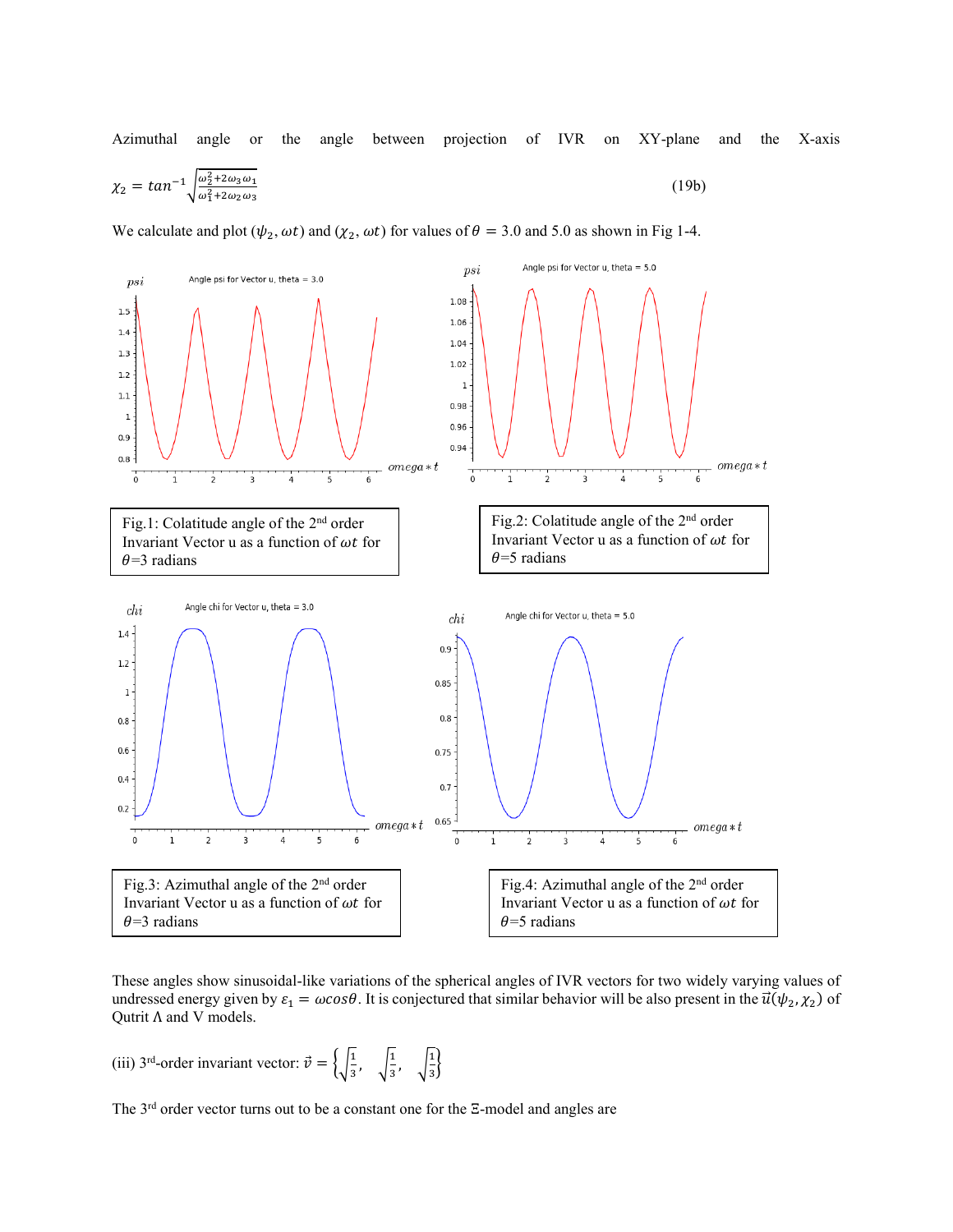Azimuthal angle or the angle between projection of IVR on XY-plane and the X-axis

$$\chi_2 = tan^{-1}\sqrt{\frac{\omega_2^2+2\omega_3\omega_1}{\omega_1^2+2\omega_2\omega_3}} \tag{19b}$$

We calculate and plot $(\psi_2, \omega t)$ and $(\chi_2, \omega t)$ for values of $\theta = 3.0$ and 5.0 as shown in Fig 1-4.

Fig.1: Colatitude angle of the 2nd order Invariant Vector u as a function of $\omega t$ for $\theta$=3 radians

Fig.2: Colatitude angle of the 2nd order Invariant Vector u as a function of $\omega t$ for $\theta$=5 radians

Fig.3: Azimuthal angle of the 2nd order Invariant Vector u as a function of $\omega t$ for $\theta$=3 radians

Fig.4: Azimuthal angle of the 2nd order Invariant Vector u as a function of $\omega t$ for $\theta$=5 radians

These angles show sinusoidal-like variations of the spherical angles of IVR vectors for two widely varying values of undressed energy given by $\varepsilon_1 = \omega cos\theta$. It is conjectured that similar behavior will be also present in the $\vec{u}(\psi_2, \chi_2)$ of Qutrit Λ and V models.

(iii) 3rd-order invariant vector: $\vec{v} = \left\{\sqrt{\frac{1}{3}}, \sqrt{\frac{1}{3}}, \sqrt{\frac{1}{3}}\right\}$

The 3rd order vector turns out to be a constant one for the Ξ-model and angles are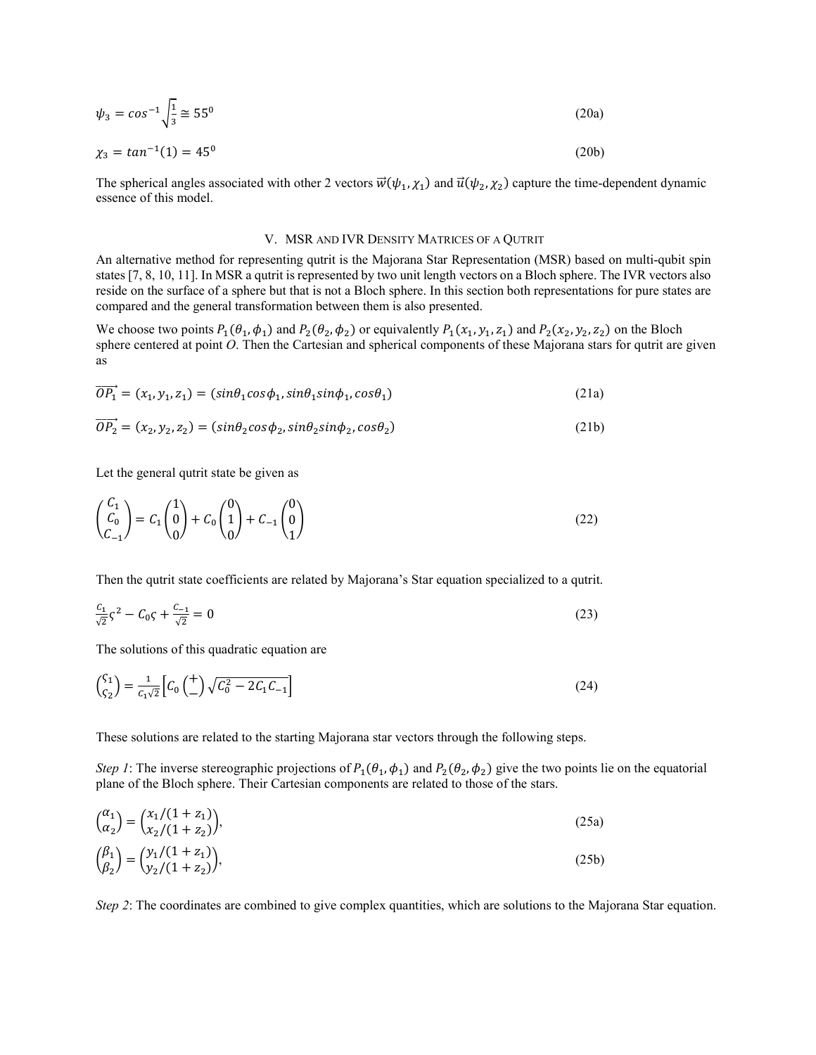$$\psi_3 = cos^{-1}\sqrt{\frac{1}{3}} \cong 55^0 \tag{20a}$$

$$\chi_3 = tan^{-1}(1) = 45^0 \tag{20b}$$

The spherical angles associated with other 2 vectors $\vec{w}(\psi_1, \chi_1)$ and $\vec{u}(\psi_2, \chi_2)$ capture the time-dependent dynamic essence of this model.

## V. MSR and IVR Density Matrices of a Qutrit

An alternative method for representing qutrit is the Majorana Star Representation (MSR) based on multi-qubit spin states [7, 8, 10, 11]. In MSR a qutrit is represented by two unit length vectors on a Bloch sphere. The IVR vectors also reside on the surface of a sphere but that is not a Bloch sphere. In this section both representations for pure states are compared and the general transformation between them is also presented.

We choose two points $P_1(\theta_1, \phi_1)$ and $P_2(\theta_2, \phi_2)$ or equivalently $P_1(x_1, y_1, z_1)$ and $P_2(x_2, y_2, z_2)$ on the Bloch sphere centered at point *O*. Then the Cartesian and spherical components of these Majorana stars for qutrit are given as

$$\overrightarrow{OP_1} = (x_1, y_1, z_1) = (sin\theta_1 cos\phi_1, sin\theta_1 sin\phi_1, cos\theta_1) \tag{21a}$$

$$\overrightarrow{OP_2} = (x_2, y_2, z_2) = (sin\theta_2 cos\phi_2, sin\theta_2 sin\phi_2, cos\theta_2) \tag{21b}$$

Let the general qutrit state be given as

$$\begin{pmatrix} C_1 \\ C_0 \\ C_{-1} \end{pmatrix} = C_1 \begin{pmatrix} 1 \\ 0 \\ 0 \end{pmatrix} + C_0 \begin{pmatrix} 0 \\ 1 \\ 0 \end{pmatrix} + C_{-1} \begin{pmatrix} 0 \\ 0 \\ 1 \end{pmatrix} \tag{22}$$

Then the qutrit state coefficients are related by Majorana's Star equation specialized to a qutrit.

$$\frac{C_1}{\sqrt{2}}\varsigma^2 - C_0\varsigma + \frac{C_{-1}}{\sqrt{2}} = 0 \tag{23}$$

The solutions of this quadratic equation are

$$\begin{pmatrix} \varsigma_1 \\ \varsigma_2 \end{pmatrix} = \frac{1}{C_1\sqrt{2}}\left[C_0 \begin{pmatrix} + \\ - \end{pmatrix} \sqrt{C_0^2 - 2C_1C_{-1}}\right] \tag{24}$$

These solutions are related to the starting Majorana star vectors through the following steps.

*Step 1*: The inverse stereographic projections of $P_1(\theta_1, \phi_1)$ and $P_2(\theta_2, \phi_2)$ give the two points lie on the equatorial plane of the Bloch sphere. Their Cartesian components are related to those of the stars.

$$\begin{pmatrix} \alpha_1 \\ \alpha_2 \end{pmatrix} = \begin{pmatrix} x_1/(1+z_1) \\ x_2/(1+z_2) \end{pmatrix}, \tag{25a}$$

$$\begin{pmatrix} \beta_1 \\ \beta_2 \end{pmatrix} = \begin{pmatrix} y_1/(1+z_1) \\ y_2/(1+z_2) \end{pmatrix}, \tag{25b}$$

*Step 2*: The coordinates are combined to give complex quantities, which are solutions to the Majorana Star equation.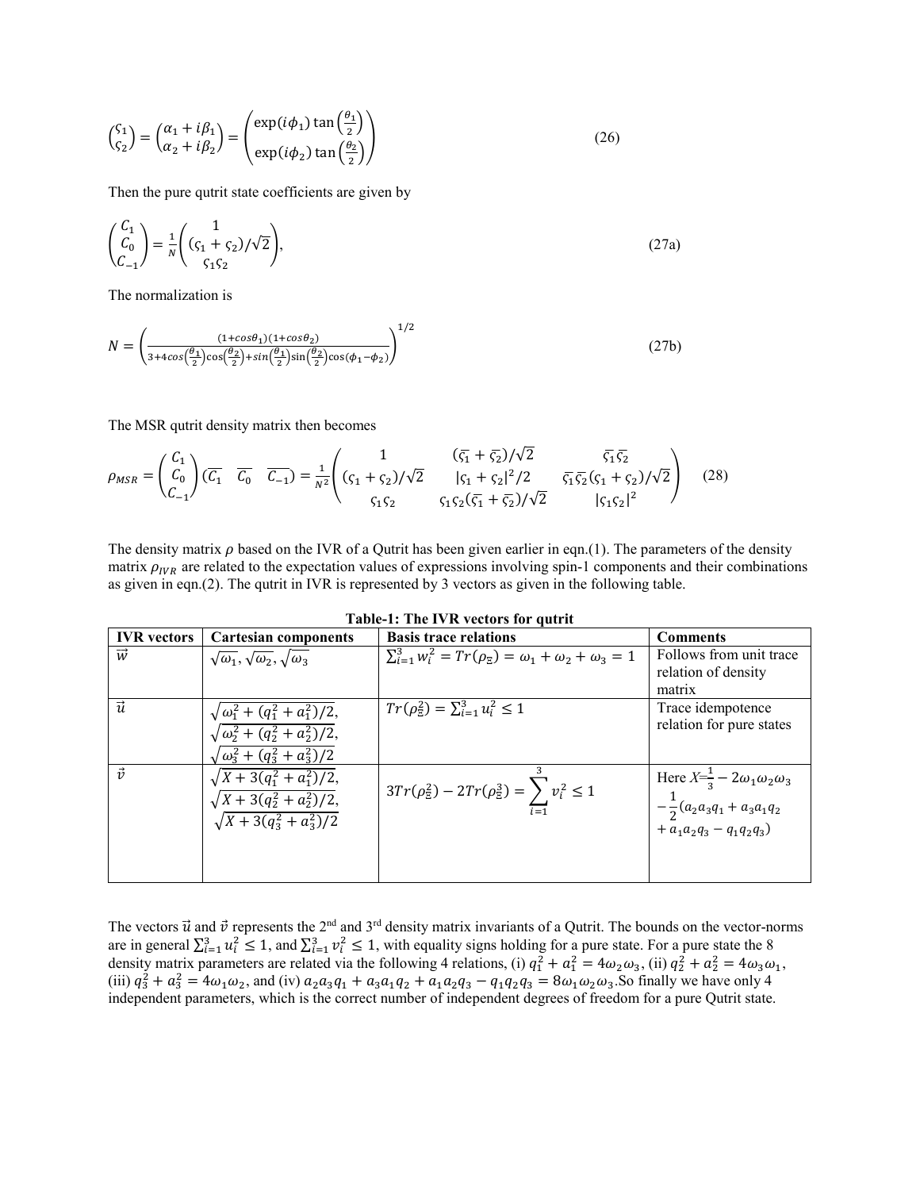$$\begin{pmatrix} \varsigma_1 \\ \varsigma_2 \end{pmatrix} = \begin{pmatrix} \alpha_1 + i\beta_1 \\ \alpha_2 + i\beta_2 \end{pmatrix} = \begin{pmatrix} \exp(i\phi_1)\tan\left(\frac{\theta_1}{2}\right) \\ \exp(i\phi_2)\tan\left(\frac{\theta_2}{2}\right) \end{pmatrix} \tag{26}$$

Then the pure qutrit state coefficients are given by

$$\begin{pmatrix} C_1 \\ C_0 \\ C_{-1} \end{pmatrix} = \frac{1}{N}\begin{pmatrix} 1 \\ (\varsigma_1 + \varsigma_2)/\sqrt{2} \\ \varsigma_1\varsigma_2 \end{pmatrix}, \tag{27a}$$

The normalization is

$$N = \left( \frac{(1+cos\theta_1)(1+cos\theta_2)}{3 + 4cos\left(\frac{\theta_1}{2}\right)\cos\left(\frac{\theta_2}{2}\right) + sin\left(\frac{\theta_1}{2}\right)\sin\left(\frac{\theta_2}{2}\right)\cos(\phi_1 - \phi_2)} \right)^{1/2} \tag{27b}$$

The MSR qutrit density matrix then becomes

$$\rho_{MSR} = \begin{pmatrix} C_1 \\ C_0 \\ C_{-1} \end{pmatrix}\begin{pmatrix} \overline{C_1} & \overline{C_0} & \overline{C_{-1}} \end{pmatrix} = \frac{1}{N^2}\begin{pmatrix} 1 & (\overline{\varsigma_1} + \overline{\varsigma_2})/\sqrt{2} & \overline{\varsigma_1}\overline{\varsigma_2} \\ (\varsigma_1 + \varsigma_2)/\sqrt{2} & |\varsigma_1 + \varsigma_2|^2/2 & \overline{\varsigma_1}\overline{\varsigma_2}(\varsigma_1 + \varsigma_2)/\sqrt{2} \\ \varsigma_1\varsigma_2 & \varsigma_1\varsigma_2(\overline{\varsigma_1} + \overline{\varsigma_2})/\sqrt{2} & |\varsigma_1\varsigma_2|^2 \end{pmatrix} \tag{28}$$

The density matrix $\rho$ based on the IVR of a Qutrit has been given earlier in eqn.(1). The parameters of the density matrix $\rho_{IVR}$ are related to the expectation values of expressions involving spin-1 components and their combinations as given in eqn.(2). The qutrit in IVR is represented by 3 vectors as given in the following table.

**Table-1: The IVR vectors for qutrit**

| IVR vectors | Cartesian components | Basis trace relations | Comments |
|---|---|---|---|
| $\vec{w}$ | $\sqrt{\omega_1}, \sqrt{\omega_2}, \sqrt{\omega_3}$ | $\sum_{i=1}^{3} w_i^2 = Tr(\rho_\Xi) = \omega_1 + \omega_2 + \omega_3 = 1$ | Follows from unit trace relation of density matrix |
| $\vec{u}$ | $\sqrt{\omega_1^2 + (q_1^2 + a_1^2)/2}$, $\sqrt{\omega_2^2 + (q_2^2 + a_2^2)/2}$, $\sqrt{\omega_3^2 + (q_3^2 + a_3^2)/2}$ | $Tr(\rho_\Xi^2) = \sum_{i=1}^{3} u_i^2 \le 1$ | Trace idempotence relation for pure states |
| $\vec{v}$ | $\sqrt{X + 3(q_1^2 + a_1^2)/2}$, $\sqrt{X + 3(q_2^2 + a_2^2)/2}$, $\sqrt{X + 3(q_3^2 + a_3^2)/2}$ | $3Tr(\rho_\Xi^2) - 2Tr(\rho_\Xi^3) = \sum_{i=1}^{3} v_i^2 \le 1$ | Here $X = \frac{1}{3} - 2\omega_1\omega_2\omega_3 - \frac{1}{2}(a_2a_3q_1 + a_3a_1q_2 + a_1a_2q_3 - q_1q_2q_3)$ |

The vectors $\vec{u}$ and $\vec{v}$ represents the 2nd and 3rd density matrix invariants of a Qutrit. The bounds on the vector-norms are in general $\sum_{i=1}^{3} u_i^2 \le 1$, and $\sum_{i=1}^{3} v_i^2 \le 1$, with equality signs holding for a pure state. For a pure state the 8 density matrix parameters are related via the following 4 relations, (i) $q_1^2 + a_1^2 = 4\omega_2\omega_3$, (ii) $q_2^2 + a_2^2 = 4\omega_3\omega_1$, (iii) $q_3^2 + a_3^2 = 4\omega_1\omega_2$, and (iv) $a_2a_3q_1 + a_3a_1q_2 + a_1a_2q_3 - q_1q_2q_3 = 8\omega_1\omega_2\omega_3$.So finally we have only 4 independent parameters, which is the correct number of independent degrees of freedom for a pure Qutrit state.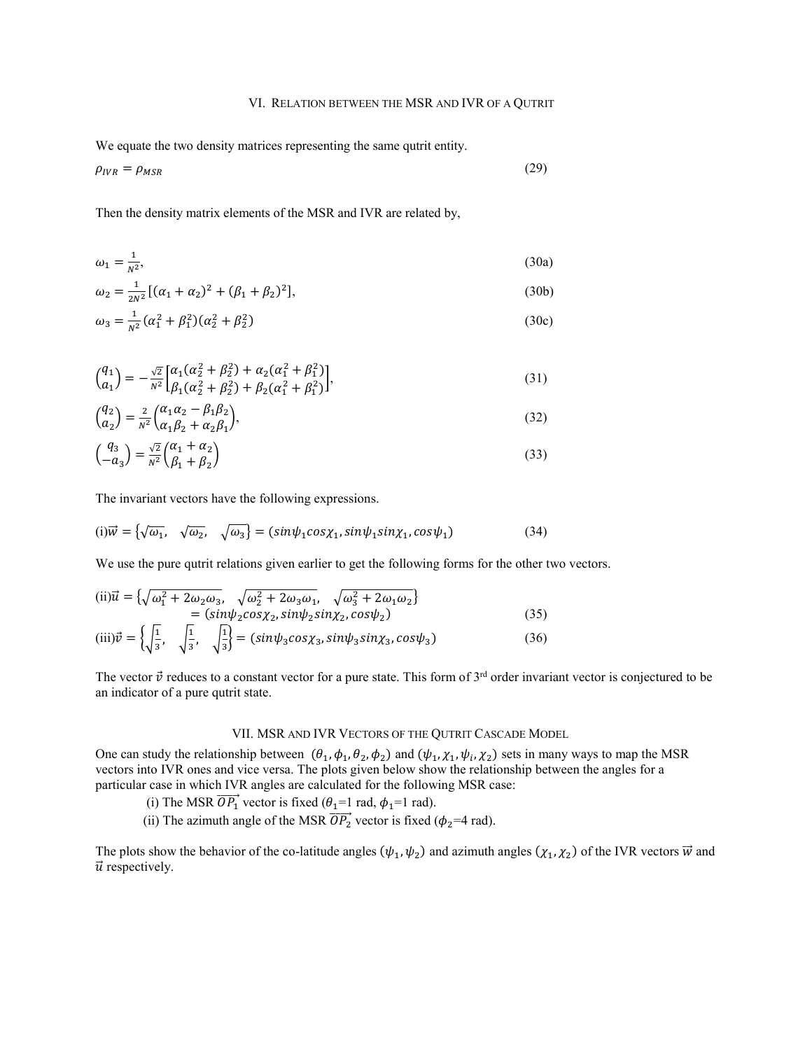## VI. Relation between the MSR and IVR of a Qutrit

We equate the two density matrices representing the same qutrit entity.

$$\rho_{IVR} = \rho_{MSR} \tag{29}$$

Then the density matrix elements of the MSR and IVR are related by,

$$\omega_1 = \frac{1}{N^2}, \tag{30a}$$

$$\omega_2 = \frac{1}{2N^2}\left[(\alpha_1 + \alpha_2)^2 + (\beta_1 + \beta_2)^2\right], \tag{30b}$$

$$\omega_3 = \frac{1}{N^2}(\alpha_1^2 + \beta_1^2)(\alpha_2^2 + \beta_2^2) \tag{30c}$$

$$\begin{pmatrix} q_1 \\ a_1 \end{pmatrix} = -\frac{\sqrt{2}}{N^2}\begin{bmatrix} \alpha_1(\alpha_2^2 + \beta_2^2) + \alpha_2(\alpha_1^2 + \beta_1^2) \\ \beta_1(\alpha_2^2 + \beta_2^2) + \beta_2(\alpha_1^2 + \beta_1^2) \end{bmatrix}, \tag{31}$$

$$\begin{pmatrix} q_2 \\ a_2 \end{pmatrix} = \frac{2}{N^2}\begin{pmatrix} \alpha_1\alpha_2 - \beta_1\beta_2 \\ \alpha_1\beta_2 + \alpha_2\beta_1 \end{pmatrix}, \tag{32}$$

$$\begin{pmatrix} q_3 \\ -a_3 \end{pmatrix} = \frac{\sqrt{2}}{N^2}\begin{pmatrix} \alpha_1 + \alpha_2 \\ \beta_1 + \beta_2 \end{pmatrix} \tag{33}$$

The invariant vectors have the following expressions.

$$\text{(i)}\vec{w} = \left\{\sqrt{\omega_1},\ \ \sqrt{\omega_2},\ \ \sqrt{\omega_3}\right\} = (\sin\psi_1\cos\chi_1, \sin\psi_1\sin\chi_1, \cos\psi_1) \tag{34}$$

We use the pure qutrit relations given earlier to get the following forms for the other two vectors.

$$\text{(ii)}\vec{u} = \left\{\sqrt{\omega_1^2 + 2\omega_2\omega_3},\ \ \sqrt{\omega_2^2 + 2\omega_3\omega_1},\ \ \sqrt{\omega_3^2 + 2\omega_1\omega_2}\right\} = (\sin\psi_2\cos\chi_2, \sin\psi_2\sin\chi_2, \cos\psi_2) \tag{35}$$

$$\text{(iii)}\vec{v} = \left\{\sqrt{\frac{1}{3}},\ \ \sqrt{\frac{1}{3}},\ \ \sqrt{\frac{1}{3}}\right\} = (\sin\psi_3\cos\chi_3, \sin\psi_3\sin\chi_3, \cos\psi_3) \tag{36}$$

The vector $\vec{v}$ reduces to a constant vector for a pure state. This form of 3rd order invariant vector is conjectured to be an indicator of a pure qutrit state.

## VII. MSR and IVR Vectors of the Qutrit Cascade Model

One can study the relationship between $(\theta_1, \phi_1, \theta_2, \phi_2)$ and $(\psi_1, \chi_1, \psi_i, \chi_2)$ sets in many ways to map the MSR vectors into IVR ones and vice versa. The plots given below show the relationship between the angles for a particular case in which IVR angles are calculated for the following MSR case:

(i) The MSR $\overrightarrow{OP_1}$ vector is fixed ($\theta_1$=1 rad, $\phi_1$=1 rad).

(ii) The azimuth angle of the MSR $\overrightarrow{OP_2}$ vector is fixed ($\phi_2$=4 rad).

The plots show the behavior of the co-latitude angles $(\psi_1, \psi_2)$ and azimuth angles $(\chi_1, \chi_2)$ of the IVR vectors $\vec{w}$ and $\vec{u}$ respectively.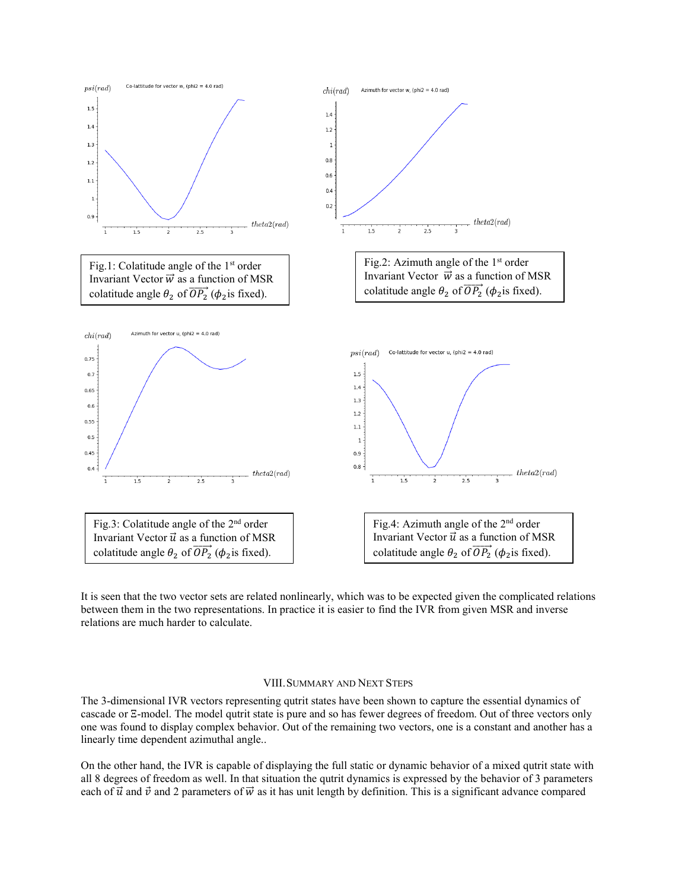Fig.1: Colatitude angle of the 1[st] order Invariant Vector $\vec{w}$ as a function of MSR colatitude angle $\theta_2$ of $\overrightarrow{OP_2}$ ($\phi_2$ is fixed).

Fig.2: Azimuth angle of the 1[st] order Invariant Vector $\vec{w}$ as a function of MSR colatitude angle $\theta_2$ of $\overrightarrow{OP_2}$ ($\phi_2$ is fixed).

Fig.3: Colatitude angle of the 2[nd] order Invariant Vector $\vec{u}$ as a function of MSR colatitude angle $\theta_2$ of $\overrightarrow{OP_2}$ ($\phi_2$ is fixed).

Fig.4: Azimuth angle of the 2[nd] order Invariant Vector $\vec{u}$ as a function of MSR colatitude angle $\theta_2$ of $\overrightarrow{OP_2}$ ($\phi_2$ is fixed).

It is seen that the two vector sets are related nonlinearly, which was to be expected given the complicated relations between them in the two representations. In practice it is easier to find the IVR from given MSR and inverse relations are much harder to calculate.

## VIII. Summary and Next Steps

The 3-dimensional IVR vectors representing qutrit states have been shown to capture the essential dynamics of cascade or Ξ-model. The model qutrit state is pure and so has fewer degrees of freedom. Out of three vectors only one was found to display complex behavior. Out of the remaining two vectors, one is a constant and another has a linearly time dependent azimuthal angle..

On the other hand, the IVR is capable of displaying the full static or dynamic behavior of a mixed qutrit state with all 8 degrees of freedom as well. In that situation the qutrit dynamics is expressed by the behavior of 3 parameters each of $\vec{u}$ and $\vec{v}$ and 2 parameters of $\vec{w}$ as it has unit length by definition. This is a significant advance compared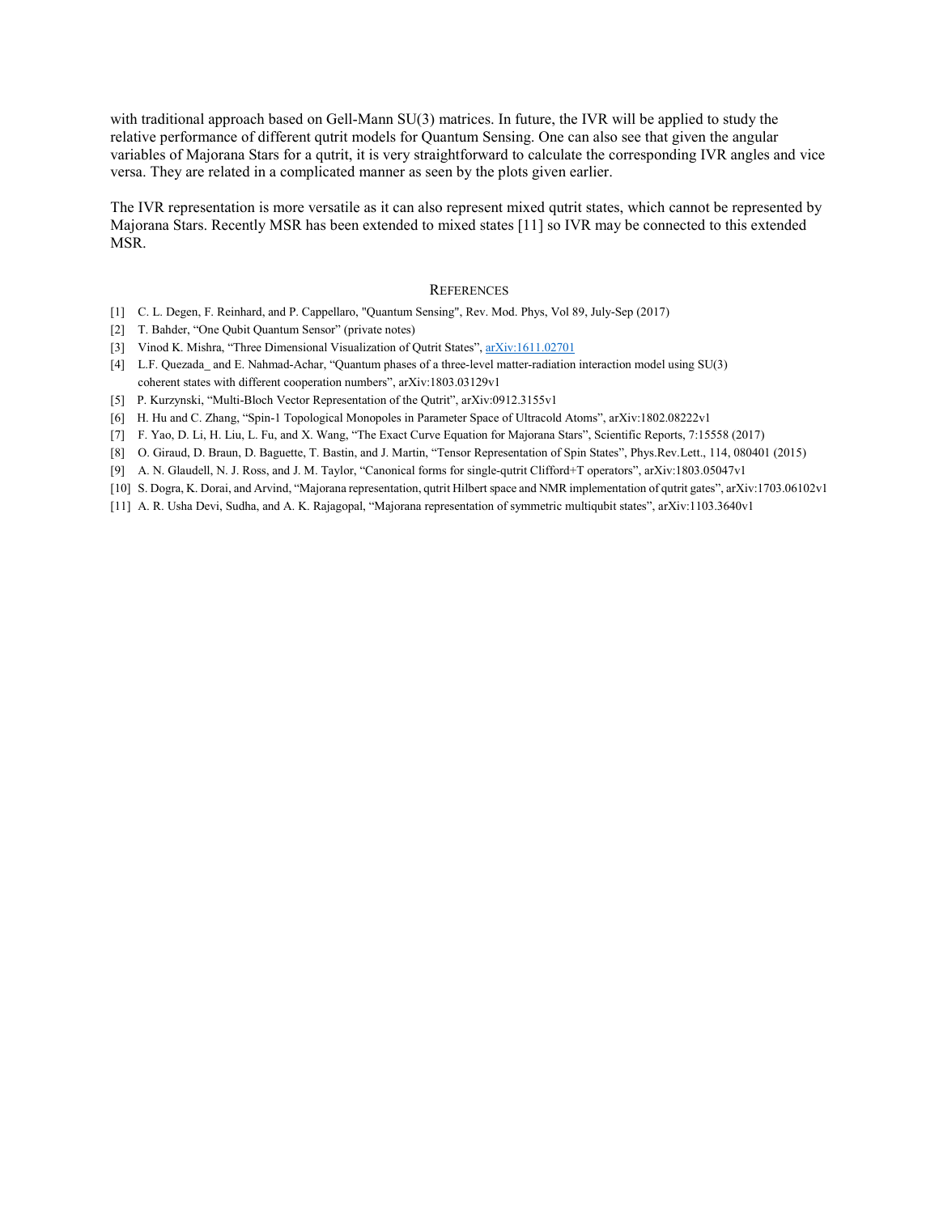with traditional approach based on Gell-Mann SU(3) matrices. In future, the IVR will be applied to study the relative performance of different qutrit models for Quantum Sensing. One can also see that given the angular variables of Majorana Stars for a qutrit, it is very straightforward to calculate the corresponding IVR angles and vice versa. They are related in a complicated manner as seen by the plots given earlier.

The IVR representation is more versatile as it can also represent mixed qutrit states, which cannot be represented by Majorana Stars. Recently MSR has been extended to mixed states [11] so IVR may be connected to this extended MSR.

## References

[1] C. L. Degen, F. Reinhard, and P. Cappellaro, "Quantum Sensing", Rev. Mod. Phys, Vol 89, July-Sep (2017)

[2] T. Bahder, "One Qubit Quantum Sensor" (private notes)

[3] Vinod K. Mishra, "Three Dimensional Visualization of Qutrit States", arXiv:1611.02701

[4] L.F. Quezada_ and E. Nahmad-Achar, "Quantum phases of a three-level matter-radiation interaction model using SU(3) coherent states with different cooperation numbers", arXiv:1803.03129v1

[5] P. Kurzynski, "Multi-Bloch Vector Representation of the Qutrit", arXiv:0912.3155v1

[6] H. Hu and C. Zhang, "Spin-1 Topological Monopoles in Parameter Space of Ultracold Atoms", arXiv:1802.08222v1

[7] F. Yao, D. Li, H. Liu, L. Fu, and X. Wang, "The Exact Curve Equation for Majorana Stars", Scientific Reports, 7:15558 (2017)

[8] O. Giraud, D. Braun, D. Baguette, T. Bastin, and J. Martin, "Tensor Representation of Spin States", Phys.Rev.Lett., 114, 080401 (2015)

[9] A. N. Glaudell, N. J. Ross, and J. M. Taylor, "Canonical forms for single-qutrit Clifford+T operators", arXiv:1803.05047v1

[10] S. Dogra, K. Dorai, and Arvind, "Majorana representation, qutrit Hilbert space and NMR implementation of qutrit gates", arXiv:1703.06102v1

[11] A. R. Usha Devi, Sudha, and A. K. Rajagopal, "Majorana representation of symmetric multiqubit states", arXiv:1103.3640v1